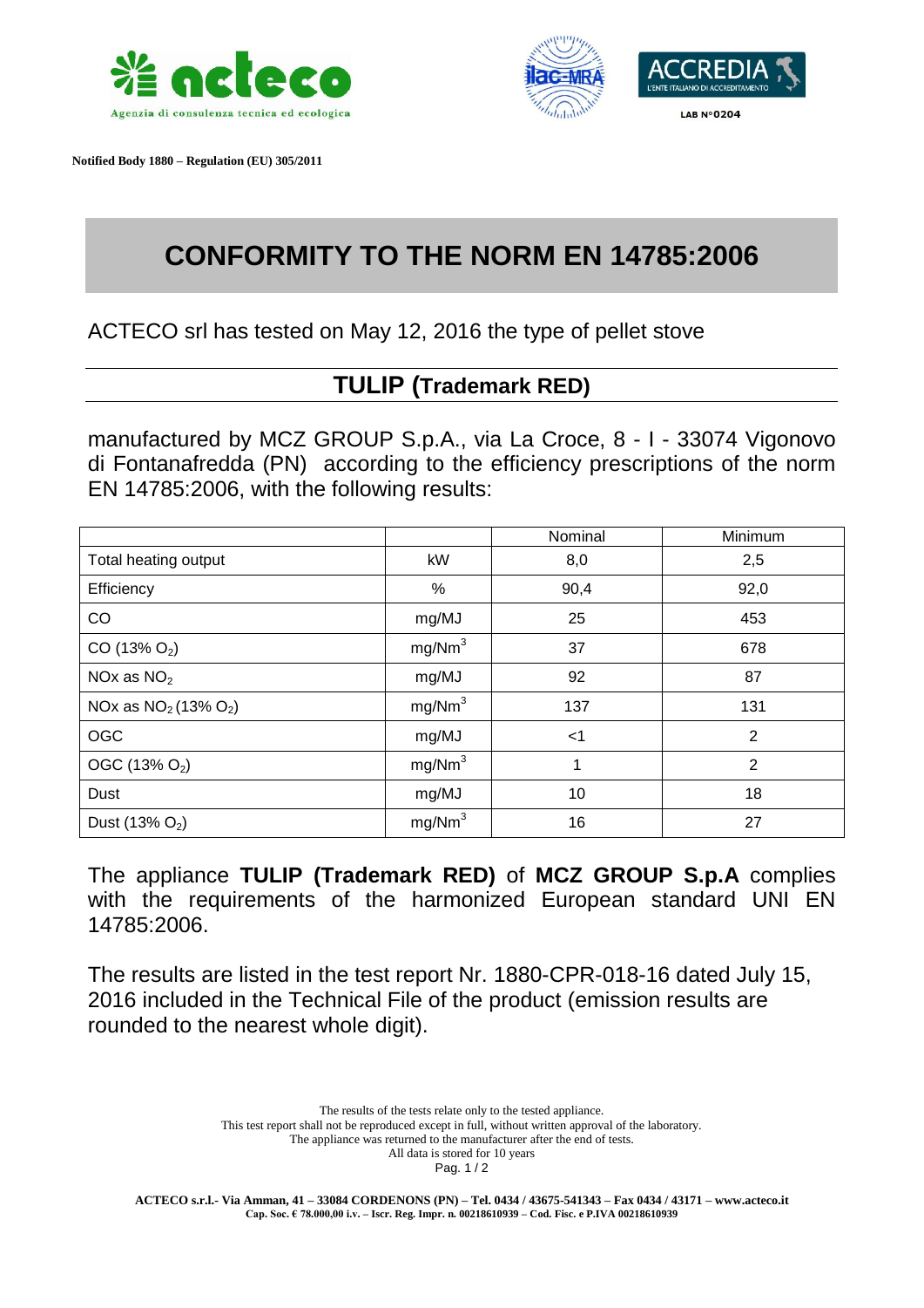acteco
Agenzia di consulenza tecnica ed ecologica

ilac-MRA ACCREDIA L'ENTE ITALIANO DI ACCREDITAMENTO LAB N°0204

**Notified Body 1880 – Regulation (EU) 305/2011**

# CONFORMITY TO THE NORM EN 14785:2006

ACTECO srl has tested on May 12, 2016 the type of pellet stove

## TULIP (Trademark RED)

manufactured by MCZ GROUP S.p.A., via La Croce, 8 - I - 33074 Vigonovo di Fontanafredda (PN) according to the efficiency prescriptions of the norm EN 14785:2006, with the following results:

| | | Nominal | Minimum |
|---|---|---|---|
| Total heating output | kW | 8,0 | 2,5 |
| Efficiency | % | 90,4 | 92,0 |
| CO | mg/MJ | 25 | 453 |
| CO (13% $O_2$) | mg/Nm$^3$ | 37 | 678 |
| NOx as $NO_2$ | mg/MJ | 92 | 87 |
| NOx as $NO_2$ (13% $O_2$) | mg/Nm$^3$ | 137 | 131 |
| OGC | mg/MJ | <1 | 2 |
| OGC (13% $O_2$) | mg/Nm$^3$ | 1 | 2 |
| Dust | mg/MJ | 10 | 18 |
| Dust (13% $O_2$) | mg/Nm$^3$ | 16 | 27 |

The appliance **TULIP (Trademark RED)** of **MCZ GROUP S.p.A** complies with the requirements of the harmonized European standard UNI EN 14785:2006.

The results are listed in the test report Nr. 1880-CPR-018-16 dated July 15, 2016 included in the Technical File of the product (emission results are rounded to the nearest whole digit).

The results of the tests relate only to the tested appliance.
This test report shall not be reproduced except in full, without written approval of the laboratory.
The appliance was returned to the manufacturer after the end of tests.
All data is stored for 10 years

**ACTECO s.r.l.- Via Amman, 41 – 33084 CORDENONS (PN) – Tel. 0434 / 43675-541343 – Fax 0434 / 43171 – www.acteco.it**
**Cap. Soc. € 78.000,00 i.v. – Iscr. Reg. Impr. n. 00218610939 – Cod. Fisc. e P.IVA 00218610939**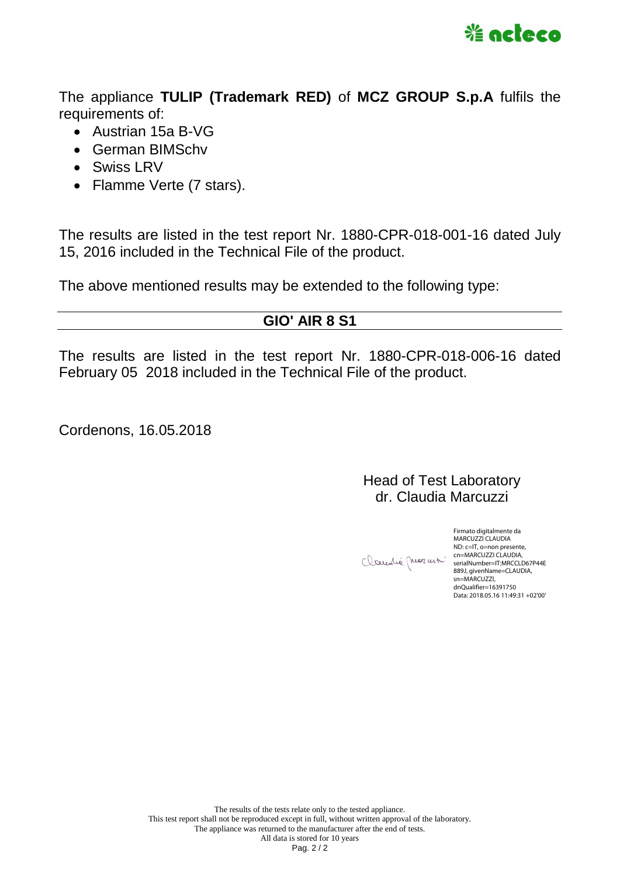The appliance **TULIP (Trademark RED)** of **MCZ GROUP S.p.A** fulfils the requirements of:

- Austrian 15a B-VG
- German BIMSchv
- Swiss LRV
- Flamme Verte (7 stars).

The results are listed in the test report Nr. 1880-CPR-018-001-16 dated July 15, 2016 included in the Technical File of the product.

The above mentioned results may be extended to the following type:

**GIO' AIR 8 S1**

The results are listed in the test report Nr. 1880-CPR-018-006-16 dated February 05 2018 included in the Technical File of the product.

Cordenons, 16.05.2018

Head of Test Laboratory
dr. Claudia Marcuzzi

Firmato digitalmente da MARCUZZI CLAUDIA
ND: c=IT, o=non presente, cn=MARCUZZI CLAUDIA, serialNumber=IT:MRCCLD67P44E889J, givenName=CLAUDIA, sn=MARCUZZI, dnQualifier=16391750
Data: 2018.05.16 11:49:31 +02'00'

The results of the tests relate only to the tested appliance.
This test report shall not be reproduced except in full, without written approval of the laboratory.
The appliance was returned to the manufacturer after the end of tests.
All data is stored for 10 years